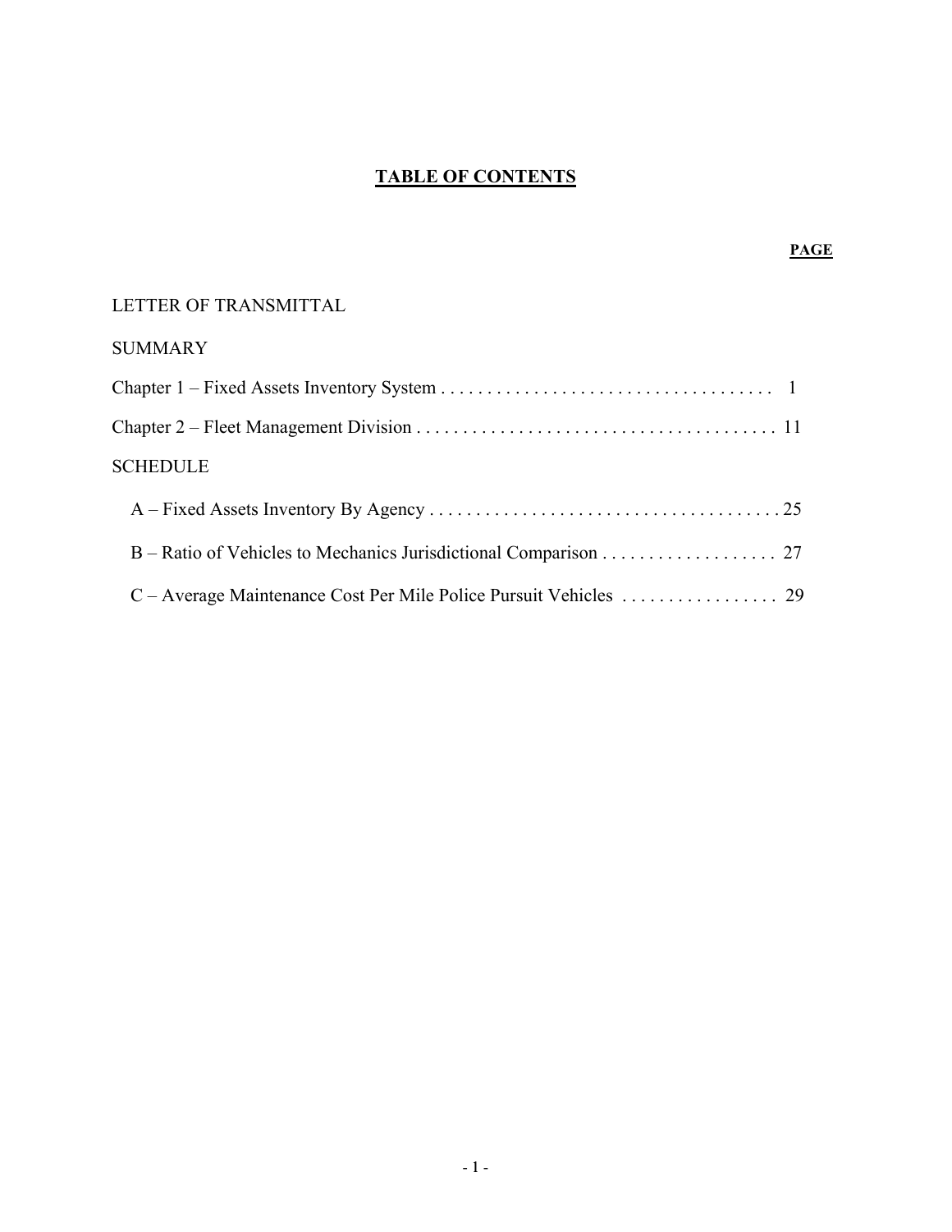# TABLE OF CONTENTS

| | PAGE |
|---|---|
| LETTER OF TRANSMITTAL | |
| SUMMARY | |
| Chapter 1 – Fixed Assets Inventory System | 1 |
| Chapter 2 – Fleet Management Division | 11 |
| SCHEDULE | |
| A – Fixed Assets Inventory By Agency | 25 |
| B – Ratio of Vehicles to Mechanics Jurisdictional Comparison | 27 |
| C – Average Maintenance Cost Per Mile Police Pursuit Vehicles | 29 |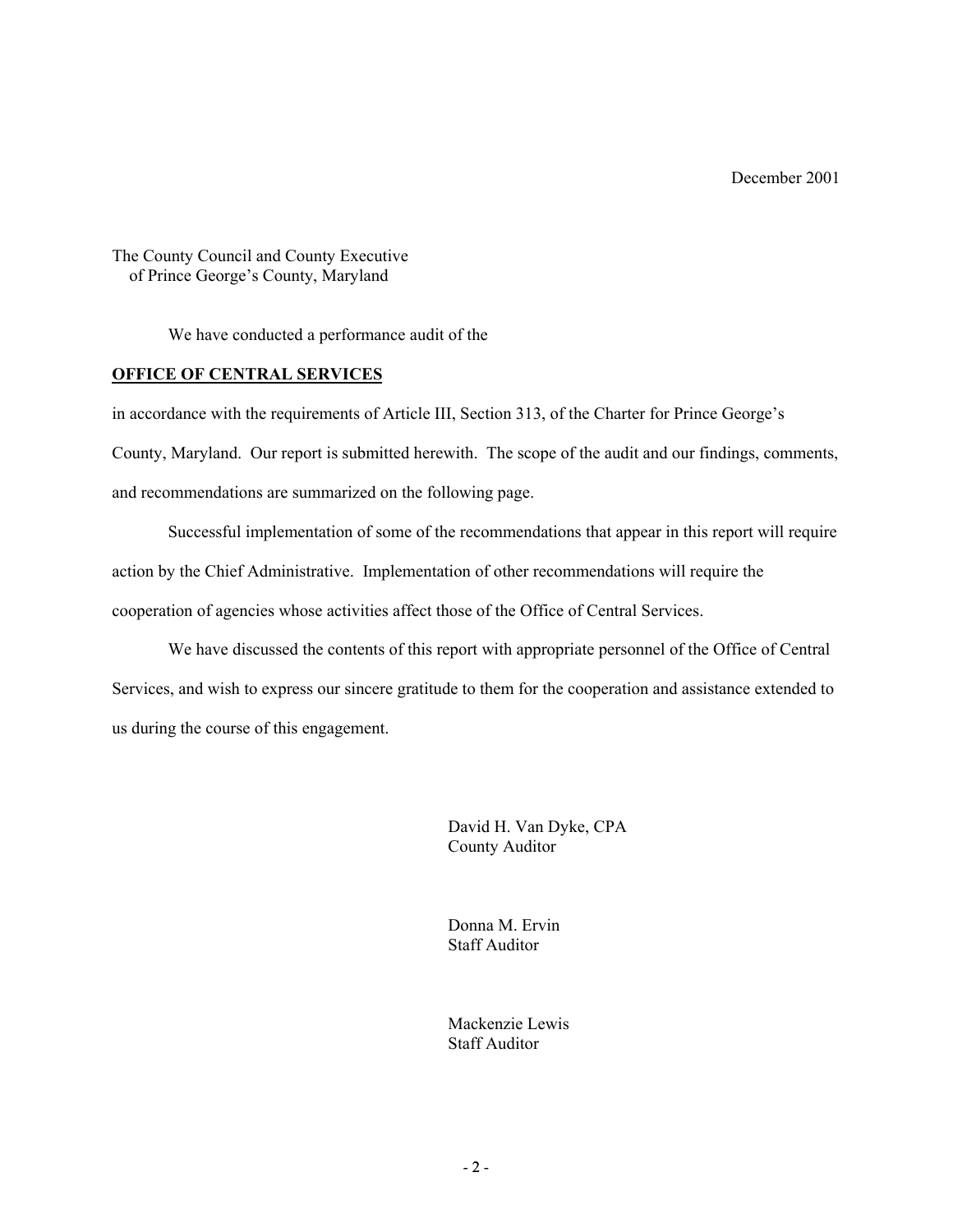December 2001

The County Council and County Executive
of Prince George's County, Maryland

We have conducted a performance audit of the

**OFFICE OF CENTRAL SERVICES**

in accordance with the requirements of Article III, Section 313, of the Charter for Prince George's County, Maryland. Our report is submitted herewith. The scope of the audit and our findings, comments, and recommendations are summarized on the following page.

Successful implementation of some of the recommendations that appear in this report will require action by the Chief Administrative. Implementation of other recommendations will require the cooperation of agencies whose activities affect those of the Office of Central Services.

We have discussed the contents of this report with appropriate personnel of the Office of Central Services, and wish to express our sincere gratitude to them for the cooperation and assistance extended to us during the course of this engagement.

David H. Van Dyke, CPA
County Auditor

Donna M. Ervin
Staff Auditor

Mackenzie Lewis
Staff Auditor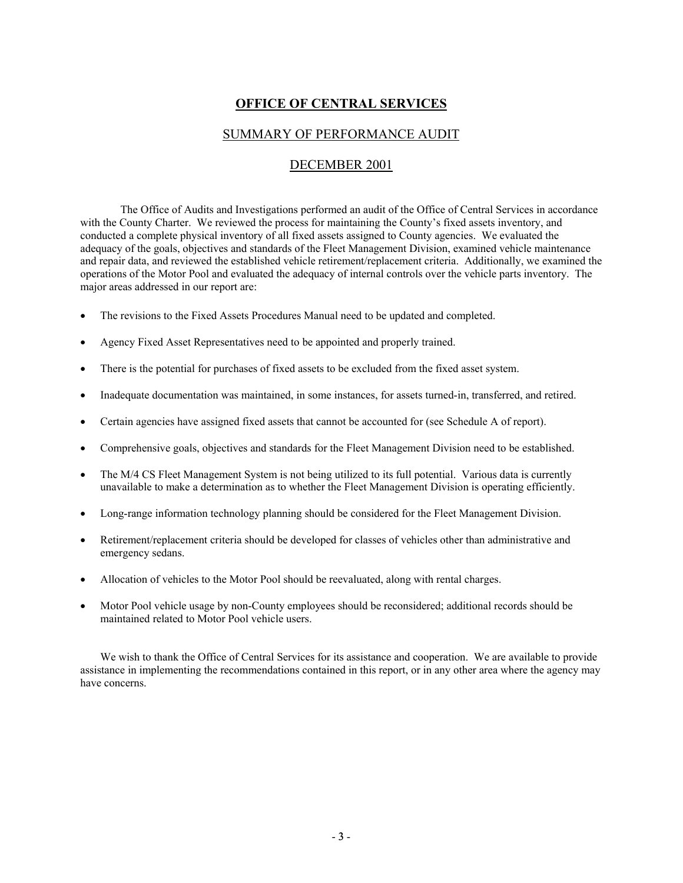# OFFICE OF CENTRAL SERVICES

## SUMMARY OF PERFORMANCE AUDIT

## DECEMBER 2001

The Office of Audits and Investigations performed an audit of the Office of Central Services in accordance with the County Charter. We reviewed the process for maintaining the County's fixed assets inventory, and conducted a complete physical inventory of all fixed assets assigned to County agencies. We evaluated the adequacy of the goals, objectives and standards of the Fleet Management Division, examined vehicle maintenance and repair data, and reviewed the established vehicle retirement/replacement criteria. Additionally, we examined the operations of the Motor Pool and evaluated the adequacy of internal controls over the vehicle parts inventory. The major areas addressed in our report are:

- The revisions to the Fixed Assets Procedures Manual need to be updated and completed.
- Agency Fixed Asset Representatives need to be appointed and properly trained.
- There is the potential for purchases of fixed assets to be excluded from the fixed asset system.
- Inadequate documentation was maintained, in some instances, for assets turned-in, transferred, and retired.
- Certain agencies have assigned fixed assets that cannot be accounted for (see Schedule A of report).
- Comprehensive goals, objectives and standards for the Fleet Management Division need to be established.
- The M/4 CS Fleet Management System is not being utilized to its full potential. Various data is currently unavailable to make a determination as to whether the Fleet Management Division is operating efficiently.
- Long-range information technology planning should be considered for the Fleet Management Division.
- Retirement/replacement criteria should be developed for classes of vehicles other than administrative and emergency sedans.
- Allocation of vehicles to the Motor Pool should be reevaluated, along with rental charges.
- Motor Pool vehicle usage by non-County employees should be reconsidered; additional records should be maintained related to Motor Pool vehicle users.

We wish to thank the Office of Central Services for its assistance and cooperation. We are available to provide assistance in implementing the recommendations contained in this report, or in any other area where the agency may have concerns.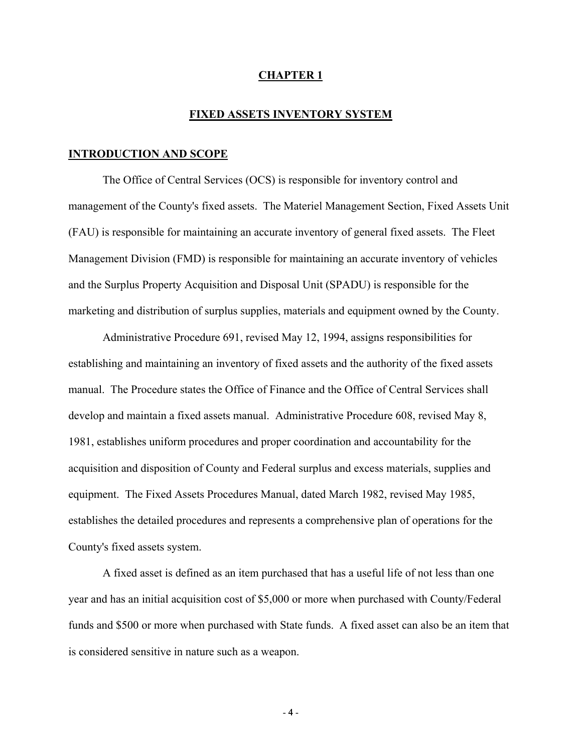# CHAPTER 1

## FIXED ASSETS INVENTORY SYSTEM

### INTRODUCTION AND SCOPE

The Office of Central Services (OCS) is responsible for inventory control and management of the County's fixed assets. The Materiel Management Section, Fixed Assets Unit (FAU) is responsible for maintaining an accurate inventory of general fixed assets. The Fleet Management Division (FMD) is responsible for maintaining an accurate inventory of vehicles and the Surplus Property Acquisition and Disposal Unit (SPADU) is responsible for the marketing and distribution of surplus supplies, materials and equipment owned by the County.

Administrative Procedure 691, revised May 12, 1994, assigns responsibilities for establishing and maintaining an inventory of fixed assets and the authority of the fixed assets manual. The Procedure states the Office of Finance and the Office of Central Services shall develop and maintain a fixed assets manual. Administrative Procedure 608, revised May 8, 1981, establishes uniform procedures and proper coordination and accountability for the acquisition and disposition of County and Federal surplus and excess materials, supplies and equipment. The Fixed Assets Procedures Manual, dated March 1982, revised May 1985, establishes the detailed procedures and represents a comprehensive plan of operations for the County's fixed assets system.

A fixed asset is defined as an item purchased that has a useful life of not less than one year and has an initial acquisition cost of $5,000 or more when purchased with County/Federal funds and $500 or more when purchased with State funds. A fixed asset can also be an item that is considered sensitive in nature such as a weapon.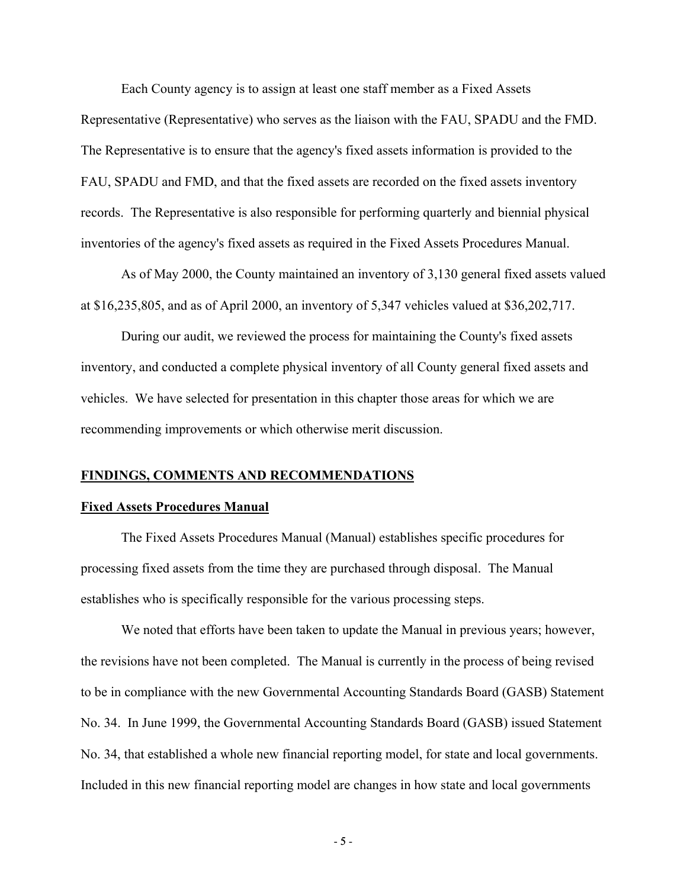Each County agency is to assign at least one staff member as a Fixed Assets Representative (Representative) who serves as the liaison with the FAU, SPADU and the FMD. The Representative is to ensure that the agency's fixed assets information is provided to the FAU, SPADU and FMD, and that the fixed assets are recorded on the fixed assets inventory records. The Representative is also responsible for performing quarterly and biennial physical inventories of the agency's fixed assets as required in the Fixed Assets Procedures Manual.

As of May 2000, the County maintained an inventory of 3,130 general fixed assets valued at $16,235,805, and as of April 2000, an inventory of 5,347 vehicles valued at $36,202,717.

During our audit, we reviewed the process for maintaining the County's fixed assets inventory, and conducted a complete physical inventory of all County general fixed assets and vehicles. We have selected for presentation in this chapter those areas for which we are recommending improvements or which otherwise merit discussion.

## FINDINGS, COMMENTS AND RECOMMENDATIONS

### Fixed Assets Procedures Manual

The Fixed Assets Procedures Manual (Manual) establishes specific procedures for processing fixed assets from the time they are purchased through disposal. The Manual establishes who is specifically responsible for the various processing steps.

We noted that efforts have been taken to update the Manual in previous years; however, the revisions have not been completed. The Manual is currently in the process of being revised to be in compliance with the new Governmental Accounting Standards Board (GASB) Statement No. 34. In June 1999, the Governmental Accounting Standards Board (GASB) issued Statement No. 34, that established a whole new financial reporting model, for state and local governments. Included in this new financial reporting model are changes in how state and local governments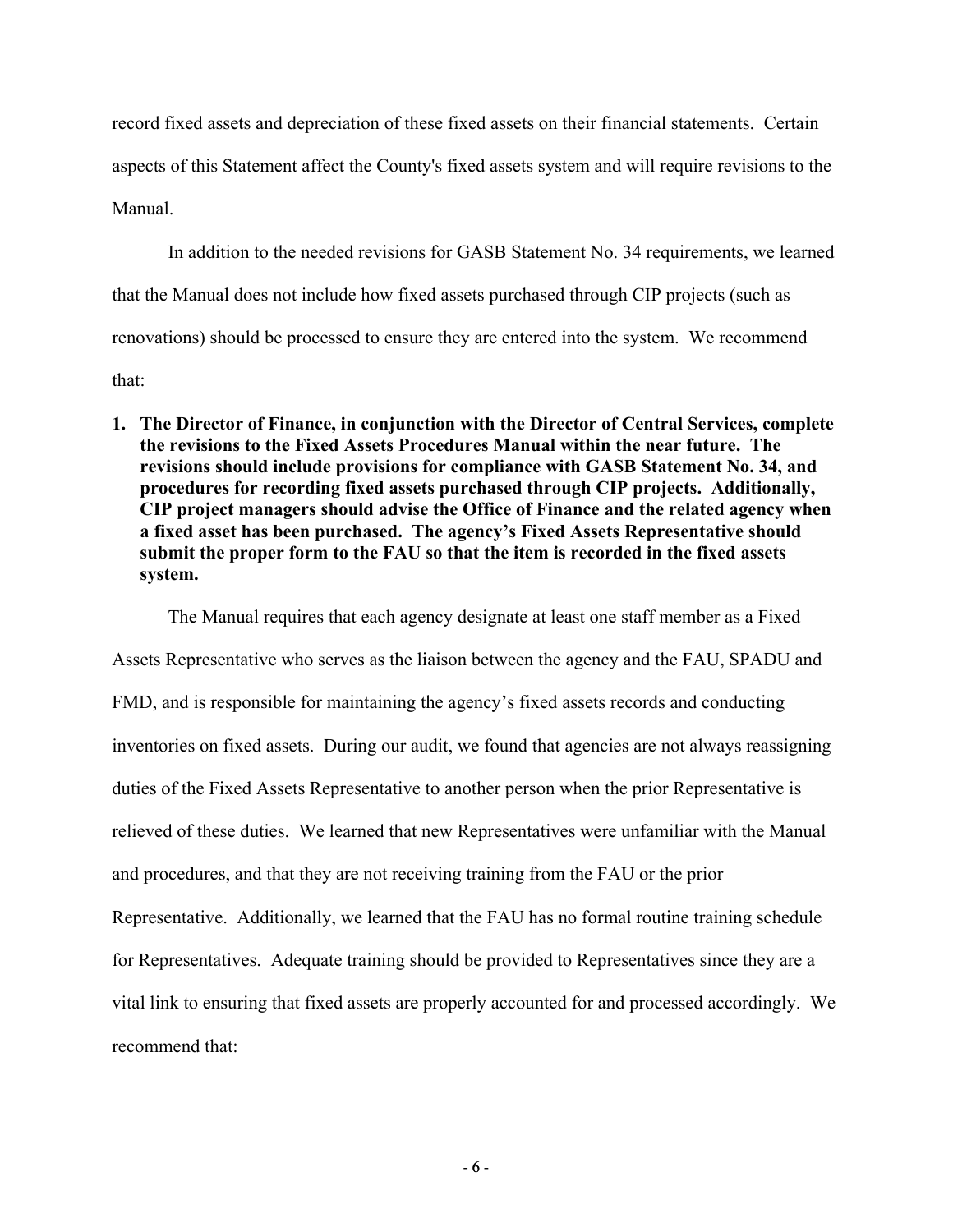record fixed assets and depreciation of these fixed assets on their financial statements. Certain aspects of this Statement affect the County's fixed assets system and will require revisions to the Manual.

In addition to the needed revisions for GASB Statement No. 34 requirements, we learned that the Manual does not include how fixed assets purchased through CIP projects (such as renovations) should be processed to ensure they are entered into the system. We recommend that:

1. **The Director of Finance, in conjunction with the Director of Central Services, complete the revisions to the Fixed Assets Procedures Manual within the near future. The revisions should include provisions for compliance with GASB Statement No. 34, and procedures for recording fixed assets purchased through CIP projects. Additionally, CIP project managers should advise the Office of Finance and the related agency when a fixed asset has been purchased. The agency's Fixed Assets Representative should submit the proper form to the FAU so that the item is recorded in the fixed assets system.**

The Manual requires that each agency designate at least one staff member as a Fixed Assets Representative who serves as the liaison between the agency and the FAU, SPADU and FMD, and is responsible for maintaining the agency's fixed assets records and conducting inventories on fixed assets. During our audit, we found that agencies are not always reassigning duties of the Fixed Assets Representative to another person when the prior Representative is relieved of these duties. We learned that new Representatives were unfamiliar with the Manual and procedures, and that they are not receiving training from the FAU or the prior Representative. Additionally, we learned that the FAU has no formal routine training schedule for Representatives. Adequate training should be provided to Representatives since they are a vital link to ensuring that fixed assets are properly accounted for and processed accordingly. We recommend that: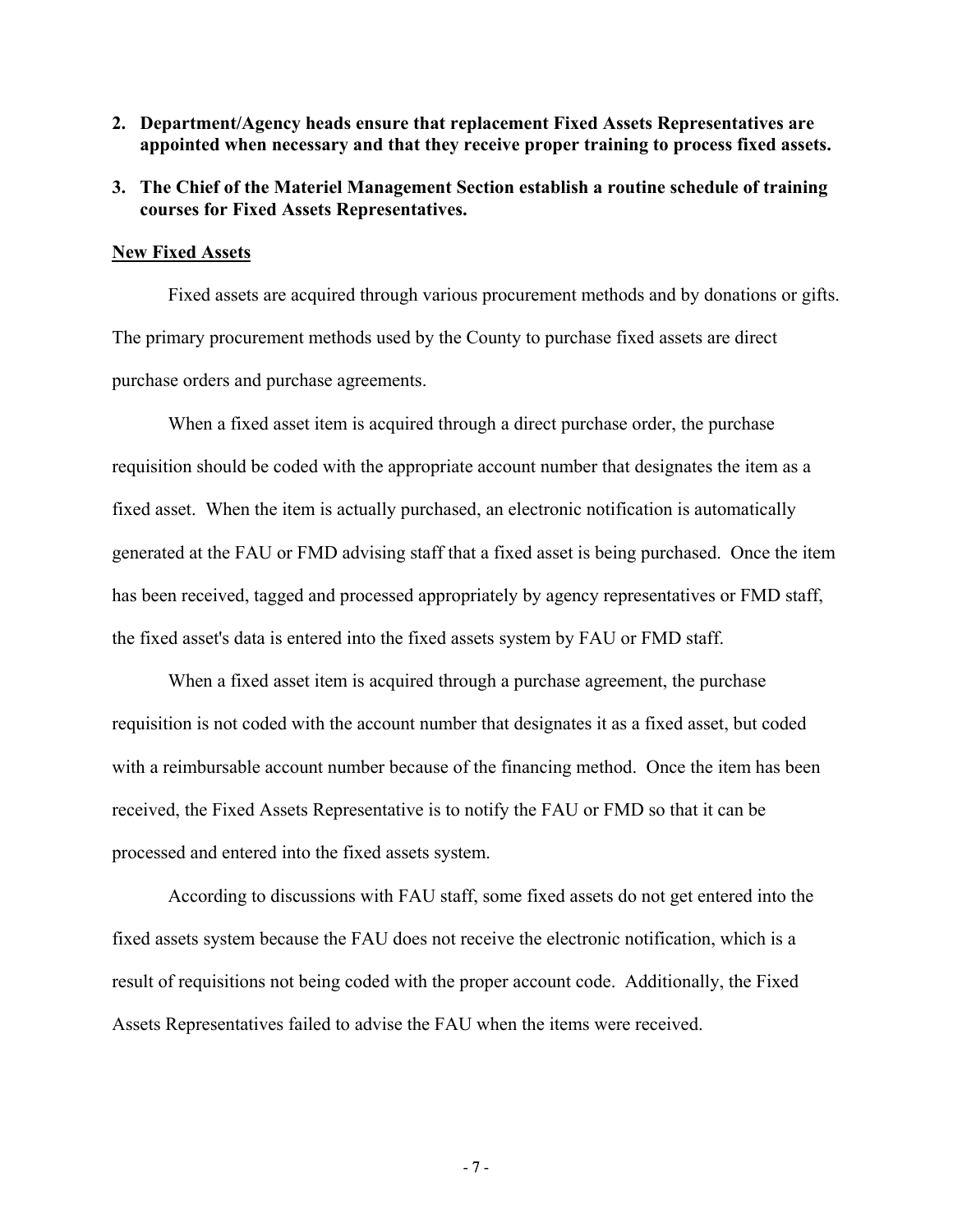**2. Department/Agency heads ensure that replacement Fixed Assets Representatives are appointed when necessary and that they receive proper training to process fixed assets.**

**3. The Chief of the Materiel Management Section establish a routine schedule of training courses for Fixed Assets Representatives.**

## New Fixed Assets

Fixed assets are acquired through various procurement methods and by donations or gifts. The primary procurement methods used by the County to purchase fixed assets are direct purchase orders and purchase agreements.

When a fixed asset item is acquired through a direct purchase order, the purchase requisition should be coded with the appropriate account number that designates the item as a fixed asset. When the item is actually purchased, an electronic notification is automatically generated at the FAU or FMD advising staff that a fixed asset is being purchased. Once the item has been received, tagged and processed appropriately by agency representatives or FMD staff, the fixed asset's data is entered into the fixed assets system by FAU or FMD staff.

When a fixed asset item is acquired through a purchase agreement, the purchase requisition is not coded with the account number that designates it as a fixed asset, but coded with a reimbursable account number because of the financing method. Once the item has been received, the Fixed Assets Representative is to notify the FAU or FMD so that it can be processed and entered into the fixed assets system.

According to discussions with FAU staff, some fixed assets do not get entered into the fixed assets system because the FAU does not receive the electronic notification, which is a result of requisitions not being coded with the proper account code. Additionally, the Fixed Assets Representatives failed to advise the FAU when the items were received.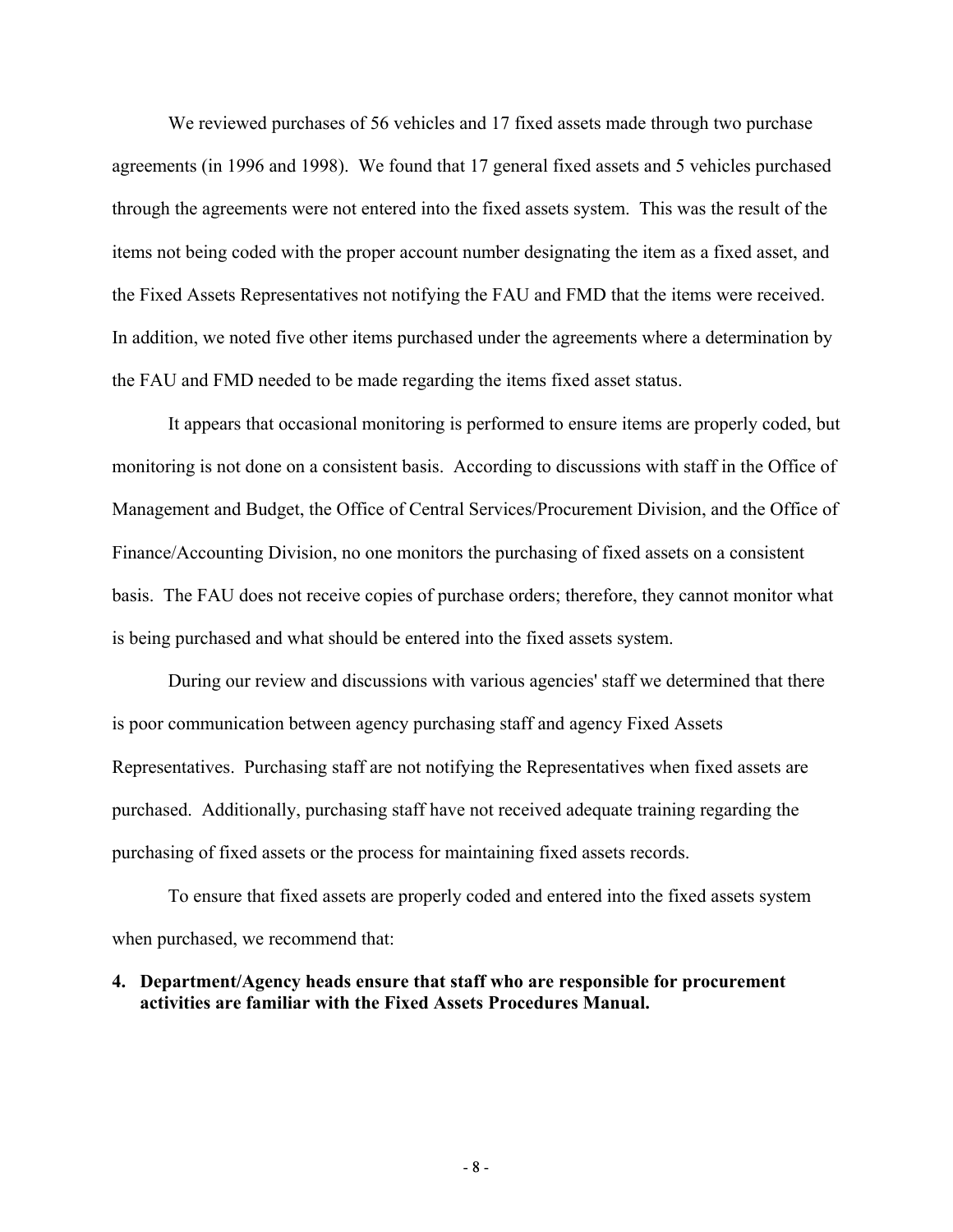We reviewed purchases of 56 vehicles and 17 fixed assets made through two purchase agreements (in 1996 and 1998). We found that 17 general fixed assets and 5 vehicles purchased through the agreements were not entered into the fixed assets system. This was the result of the items not being coded with the proper account number designating the item as a fixed asset, and the Fixed Assets Representatives not notifying the FAU and FMD that the items were received. In addition, we noted five other items purchased under the agreements where a determination by the FAU and FMD needed to be made regarding the items fixed asset status.

It appears that occasional monitoring is performed to ensure items are properly coded, but monitoring is not done on a consistent basis. According to discussions with staff in the Office of Management and Budget, the Office of Central Services/Procurement Division, and the Office of Finance/Accounting Division, no one monitors the purchasing of fixed assets on a consistent basis. The FAU does not receive copies of purchase orders; therefore, they cannot monitor what is being purchased and what should be entered into the fixed assets system.

During our review and discussions with various agencies' staff we determined that there is poor communication between agency purchasing staff and agency Fixed Assets Representatives. Purchasing staff are not notifying the Representatives when fixed assets are purchased. Additionally, purchasing staff have not received adequate training regarding the purchasing of fixed assets or the process for maintaining fixed assets records.

To ensure that fixed assets are properly coded and entered into the fixed assets system when purchased, we recommend that:

**4. Department/Agency heads ensure that staff who are responsible for procurement activities are familiar with the Fixed Assets Procedures Manual.**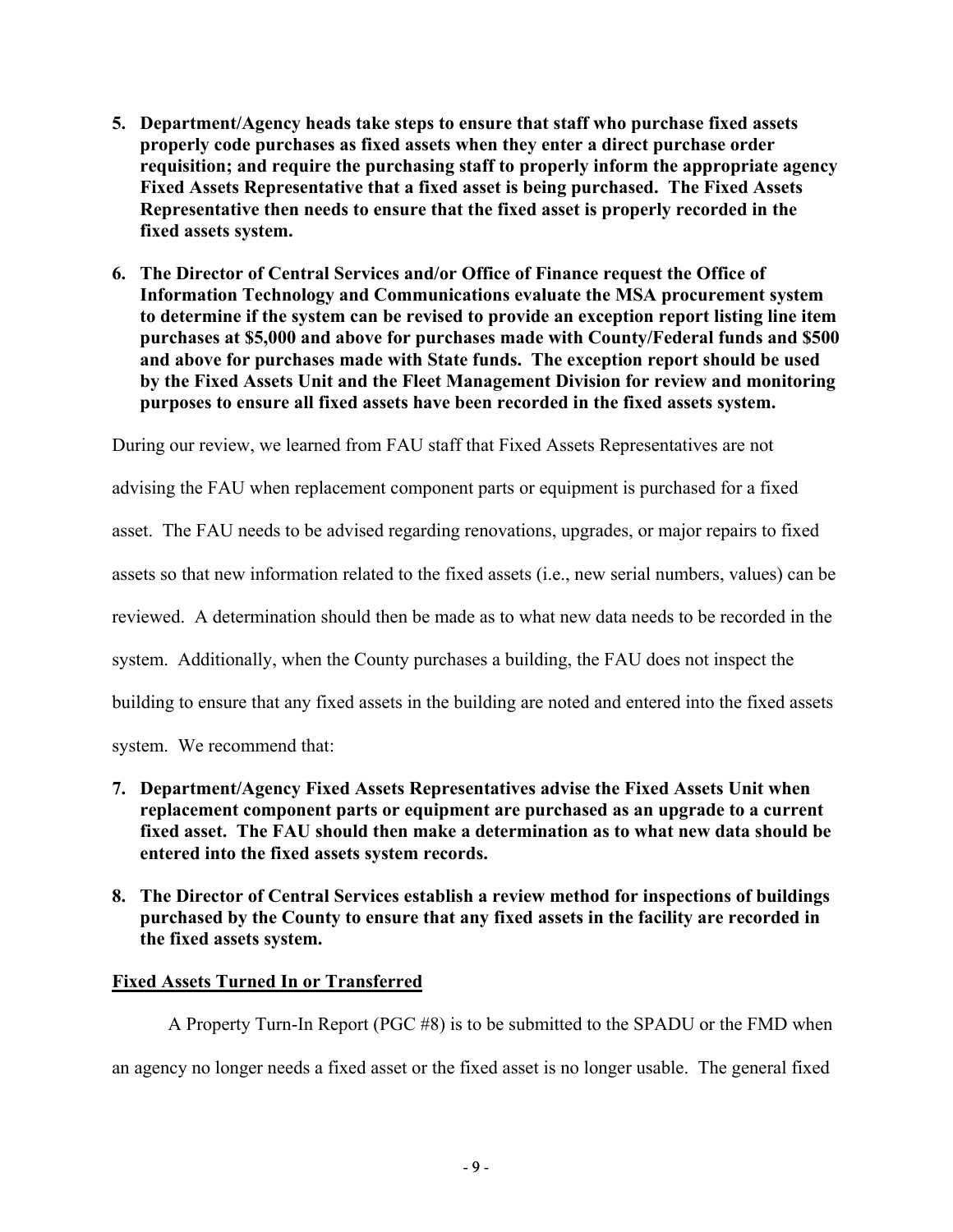5. **Department/Agency heads take steps to ensure that staff who purchase fixed assets properly code purchases as fixed assets when they enter a direct purchase order requisition; and require the purchasing staff to properly inform the appropriate agency Fixed Assets Representative that a fixed asset is being purchased. The Fixed Assets Representative then needs to ensure that the fixed asset is properly recorded in the fixed assets system.**

6. **The Director of Central Services and/or Office of Finance request the Office of Information Technology and Communications evaluate the MSA procurement system to determine if the system can be revised to provide an exception report listing line item purchases at $5,000 and above for purchases made with County/Federal funds and $500 and above for purchases made with State funds. The exception report should be used by the Fixed Assets Unit and the Fleet Management Division for review and monitoring purposes to ensure all fixed assets have been recorded in the fixed assets system.**

During our review, we learned from FAU staff that Fixed Assets Representatives are not advising the FAU when replacement component parts or equipment is purchased for a fixed asset. The FAU needs to be advised regarding renovations, upgrades, or major repairs to fixed assets so that new information related to the fixed assets (i.e., new serial numbers, values) can be reviewed. A determination should then be made as to what new data needs to be recorded in the system. Additionally, when the County purchases a building, the FAU does not inspect the building to ensure that any fixed assets in the building are noted and entered into the fixed assets system. We recommend that:

7. **Department/Agency Fixed Assets Representatives advise the Fixed Assets Unit when replacement component parts or equipment are purchased as an upgrade to a current fixed asset. The FAU should then make a determination as to what new data should be entered into the fixed assets system records.**

8. **The Director of Central Services establish a review method for inspections of buildings purchased by the County to ensure that any fixed assets in the facility are recorded in the fixed assets system.**

**Fixed Assets Turned In or Transferred**

A Property Turn-In Report (PGC #8) is to be submitted to the SPADU or the FMD when an agency no longer needs a fixed asset or the fixed asset is no longer usable. The general fixed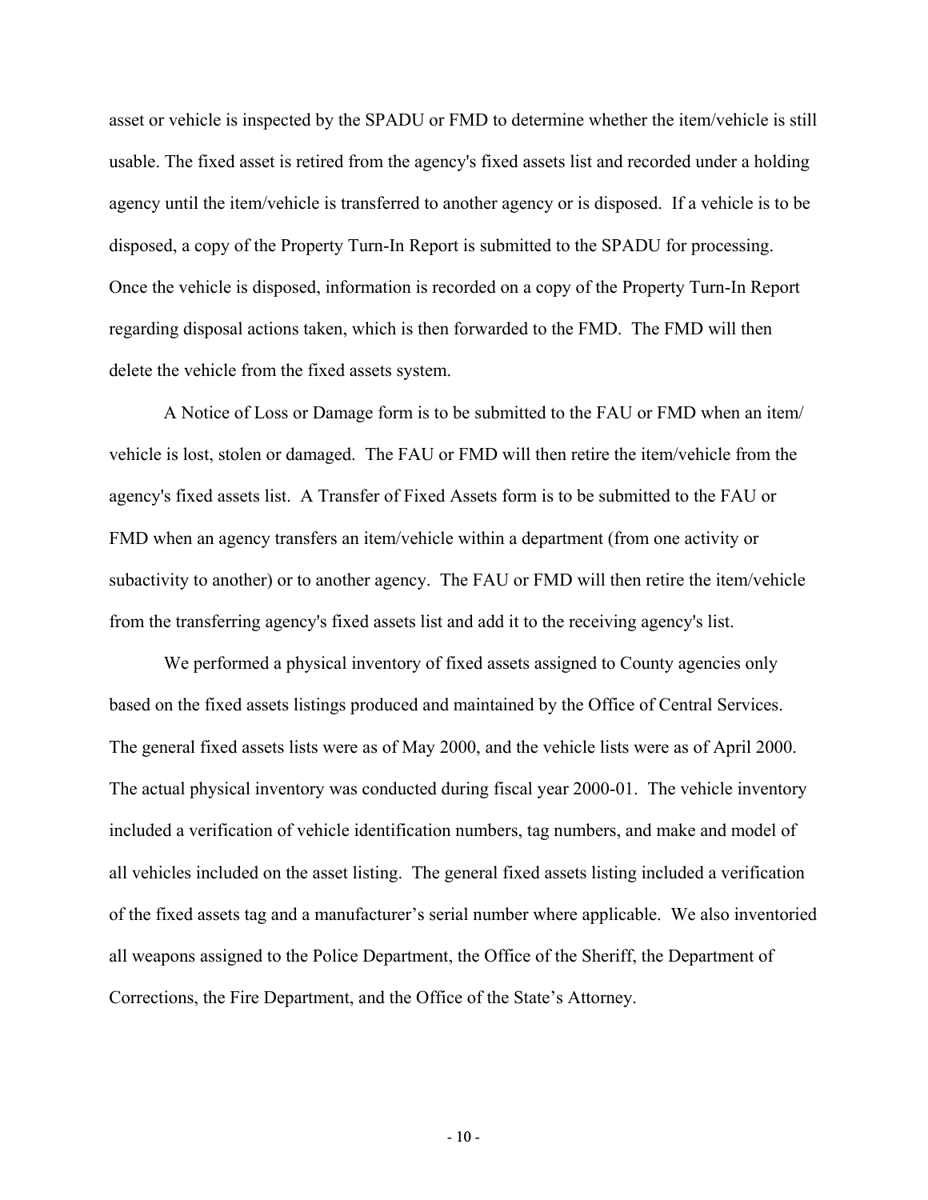asset or vehicle is inspected by the SPADU or FMD to determine whether the item/vehicle is still usable. The fixed asset is retired from the agency's fixed assets list and recorded under a holding agency until the item/vehicle is transferred to another agency or is disposed. If a vehicle is to be disposed, a copy of the Property Turn-In Report is submitted to the SPADU for processing. Once the vehicle is disposed, information is recorded on a copy of the Property Turn-In Report regarding disposal actions taken, which is then forwarded to the FMD. The FMD will then delete the vehicle from the fixed assets system.

A Notice of Loss or Damage form is to be submitted to the FAU or FMD when an item/ vehicle is lost, stolen or damaged. The FAU or FMD will then retire the item/vehicle from the agency's fixed assets list. A Transfer of Fixed Assets form is to be submitted to the FAU or FMD when an agency transfers an item/vehicle within a department (from one activity or subactivity to another) or to another agency. The FAU or FMD will then retire the item/vehicle from the transferring agency's fixed assets list and add it to the receiving agency's list.

We performed a physical inventory of fixed assets assigned to County agencies only based on the fixed assets listings produced and maintained by the Office of Central Services. The general fixed assets lists were as of May 2000, and the vehicle lists were as of April 2000. The actual physical inventory was conducted during fiscal year 2000-01. The vehicle inventory included a verification of vehicle identification numbers, tag numbers, and make and model of all vehicles included on the asset listing. The general fixed assets listing included a verification of the fixed assets tag and a manufacturer's serial number where applicable. We also inventoried all weapons assigned to the Police Department, the Office of the Sheriff, the Department of Corrections, the Fire Department, and the Office of the State's Attorney.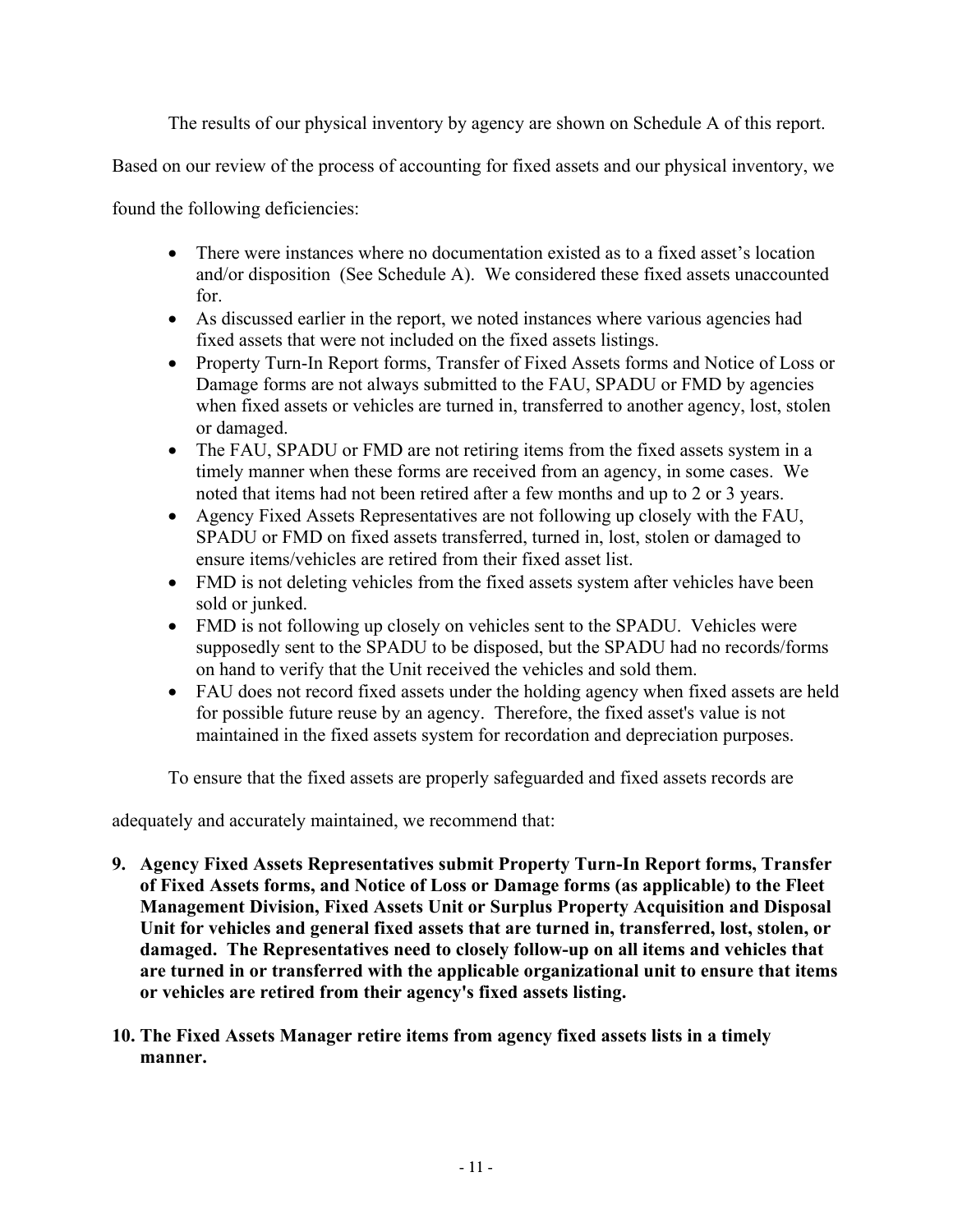The results of our physical inventory by agency are shown on Schedule A of this report.

Based on our review of the process of accounting for fixed assets and our physical inventory, we found the following deficiencies:

- There were instances where no documentation existed as to a fixed asset's location and/or disposition (See Schedule A). We considered these fixed assets unaccounted for.
- As discussed earlier in the report, we noted instances where various agencies had fixed assets that were not included on the fixed assets listings.
- Property Turn-In Report forms, Transfer of Fixed Assets forms and Notice of Loss or Damage forms are not always submitted to the FAU, SPADU or FMD by agencies when fixed assets or vehicles are turned in, transferred to another agency, lost, stolen or damaged.
- The FAU, SPADU or FMD are not retiring items from the fixed assets system in a timely manner when these forms are received from an agency, in some cases. We noted that items had not been retired after a few months and up to 2 or 3 years.
- Agency Fixed Assets Representatives are not following up closely with the FAU, SPADU or FMD on fixed assets transferred, turned in, lost, stolen or damaged to ensure items/vehicles are retired from their fixed asset list.
- FMD is not deleting vehicles from the fixed assets system after vehicles have been sold or junked.
- FMD is not following up closely on vehicles sent to the SPADU. Vehicles were supposedly sent to the SPADU to be disposed, but the SPADU had no records/forms on hand to verify that the Unit received the vehicles and sold them.
- FAU does not record fixed assets under the holding agency when fixed assets are held for possible future reuse by an agency. Therefore, the fixed asset's value is not maintained in the fixed assets system for recordation and depreciation purposes.

To ensure that the fixed assets are properly safeguarded and fixed assets records are adequately and accurately maintained, we recommend that:

**9. Agency Fixed Assets Representatives submit Property Turn-In Report forms, Transfer of Fixed Assets forms, and Notice of Loss or Damage forms (as applicable) to the Fleet Management Division, Fixed Assets Unit or Surplus Property Acquisition and Disposal Unit for vehicles and general fixed assets that are turned in, transferred, lost, stolen, or damaged. The Representatives need to closely follow-up on all items and vehicles that are turned in or transferred with the applicable organizational unit to ensure that items or vehicles are retired from their agency's fixed assets listing.**

**10. The Fixed Assets Manager retire items from agency fixed assets lists in a timely manner.**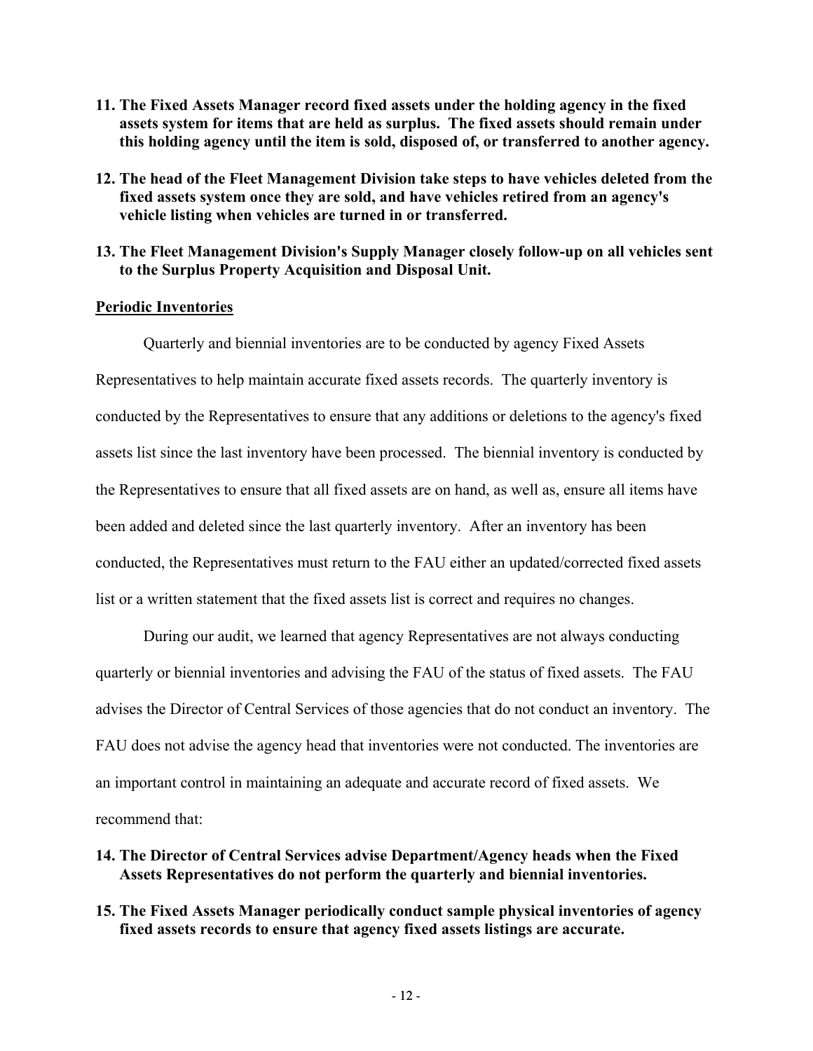**11. The Fixed Assets Manager record fixed assets under the holding agency in the fixed assets system for items that are held as surplus. The fixed assets should remain under this holding agency until the item is sold, disposed of, or transferred to another agency.**

**12. The head of the Fleet Management Division take steps to have vehicles deleted from the fixed assets system once they are sold, and have vehicles retired from an agency's vehicle listing when vehicles are turned in or transferred.**

**13. The Fleet Management Division's Supply Manager closely follow-up on all vehicles sent to the Surplus Property Acquisition and Disposal Unit.**

<u>**Periodic Inventories**</u>

Quarterly and biennial inventories are to be conducted by agency Fixed Assets Representatives to help maintain accurate fixed assets records. The quarterly inventory is conducted by the Representatives to ensure that any additions or deletions to the agency's fixed assets list since the last inventory have been processed. The biennial inventory is conducted by the Representatives to ensure that all fixed assets are on hand, as well as, ensure all items have been added and deleted since the last quarterly inventory. After an inventory has been conducted, the Representatives must return to the FAU either an updated/corrected fixed assets list or a written statement that the fixed assets list is correct and requires no changes.

During our audit, we learned that agency Representatives are not always conducting quarterly or biennial inventories and advising the FAU of the status of fixed assets. The FAU advises the Director of Central Services of those agencies that do not conduct an inventory. The FAU does not advise the agency head that inventories were not conducted. The inventories are an important control in maintaining an adequate and accurate record of fixed assets. We recommend that:

**14. The Director of Central Services advise Department/Agency heads when the Fixed Assets Representatives do not perform the quarterly and biennial inventories.**

**15. The Fixed Assets Manager periodically conduct sample physical inventories of agency fixed assets records to ensure that agency fixed assets listings are accurate.**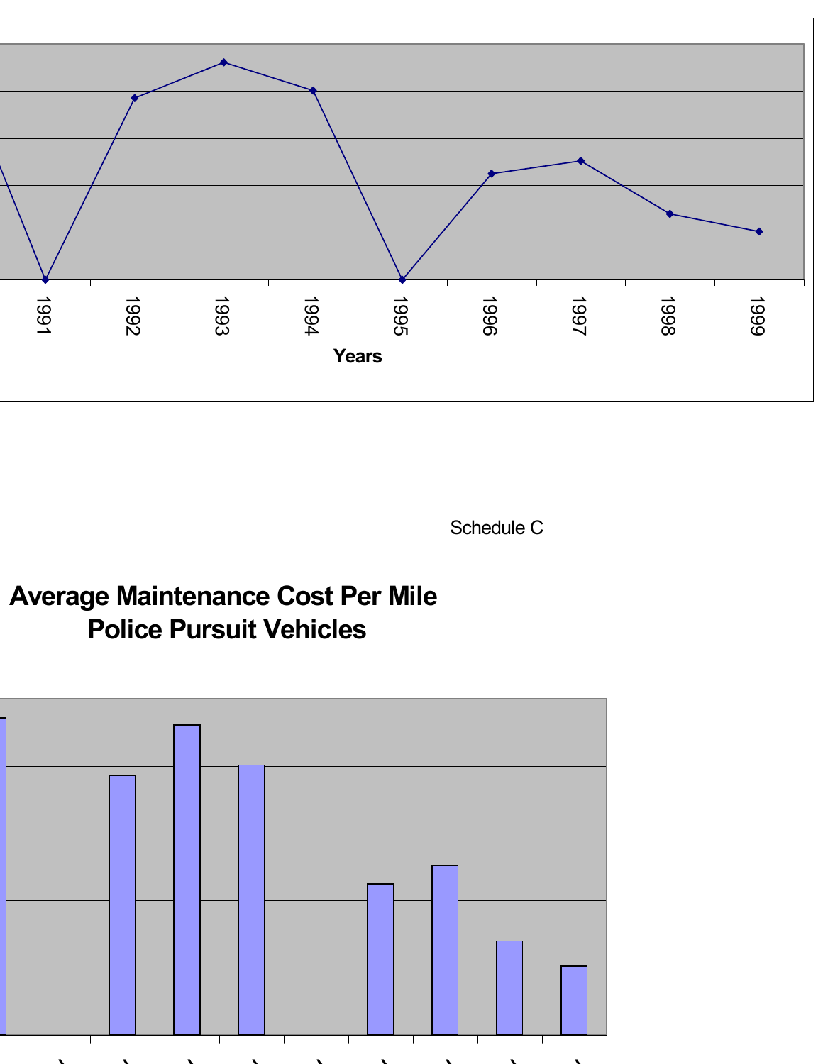1991

1992

1993

1994

1995

1996

1997

1998

1999

**Years**

Schedule C

**Average Maintenance Cost Per Mile**
**Police Pursuit Vehicles**